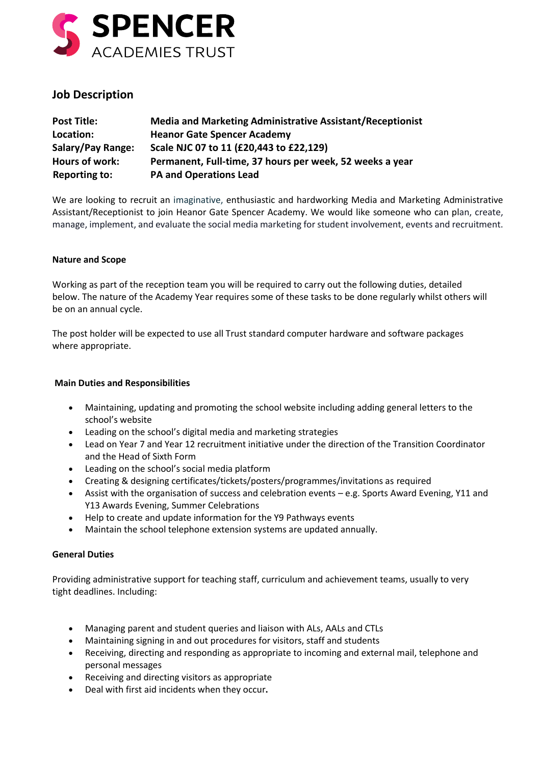SPENCER ACADEMIES TRUST

# Job Description

| | |
|---|---|
| **Post Title:** | **Media and Marketing Administrative Assistant/Receptionist** |
| **Location:** | **Heanor Gate Spencer Academy** |
| **Salary/Pay Range:** | **Scale NJC 07 to 11 (£20,443 to £22,129)** |
| **Hours of work:** | **Permanent, Full-time, 37 hours per week, 52 weeks a year** |
| **Reporting to:** | **PA and Operations Lead** |

We are looking to recruit an imaginative, enthusiastic and hardworking Media and Marketing Administrative Assistant/Receptionist to join Heanor Gate Spencer Academy. We would like someone who can plan, create, manage, implement, and evaluate the social media marketing for student involvement, events and recruitment.

**Nature and Scope**

Working as part of the reception team you will be required to carry out the following duties, detailed below. The nature of the Academy Year requires some of these tasks to be done regularly whilst others will be on an annual cycle.

The post holder will be expected to use all Trust standard computer hardware and software packages where appropriate.

**Main Duties and Responsibilities**

- Maintaining, updating and promoting the school website including adding general letters to the school's website
- Leading on the school's digital media and marketing strategies
- Lead on Year 7 and Year 12 recruitment initiative under the direction of the Transition Coordinator and the Head of Sixth Form
- Leading on the school's social media platform
- Creating & designing certificates/tickets/posters/programmes/invitations as required
- Assist with the organisation of success and celebration events – e.g. Sports Award Evening, Y11 and Y13 Awards Evening, Summer Celebrations
- Help to create and update information for the Y9 Pathways events
- Maintain the school telephone extension systems are updated annually.

**General Duties**

Providing administrative support for teaching staff, curriculum and achievement teams, usually to very tight deadlines. Including:

- Managing parent and student queries and liaison with ALs, AALs and CTLs
- Maintaining signing in and out procedures for visitors, staff and students
- Receiving, directing and responding as appropriate to incoming and external mail, telephone and personal messages
- Receiving and directing visitors as appropriate
- Deal with first aid incidents when they occur.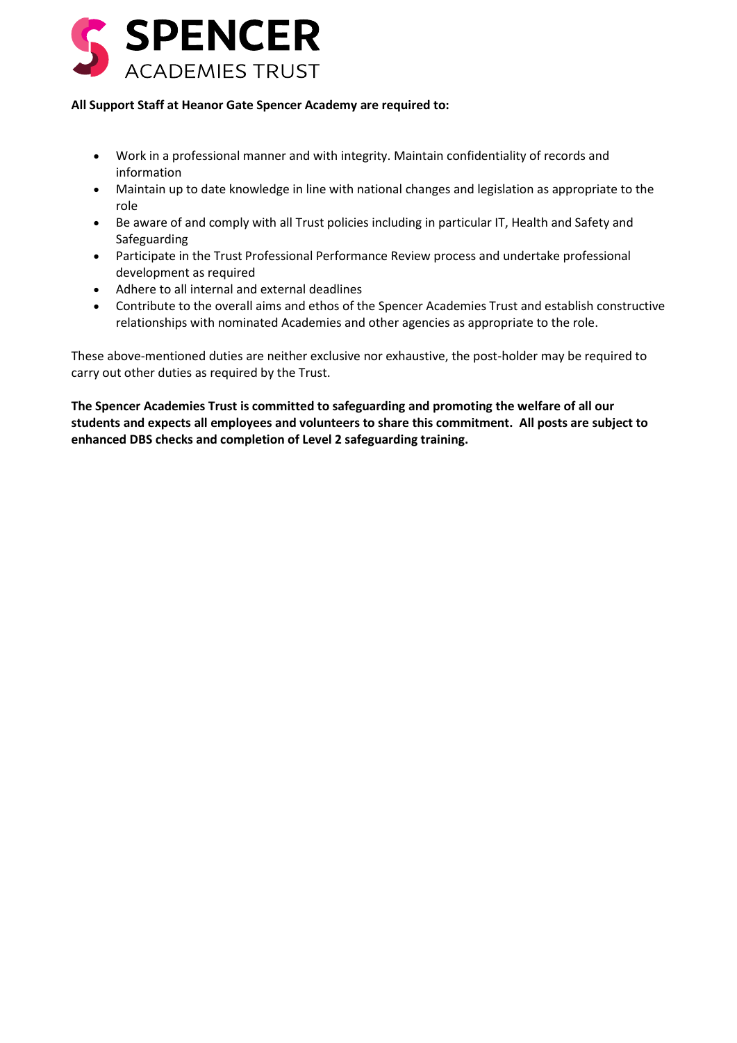**All Support Staff at Heanor Gate Spencer Academy are required to:**

- Work in a professional manner and with integrity. Maintain confidentiality of records and information
- Maintain up to date knowledge in line with national changes and legislation as appropriate to the role
- Be aware of and comply with all Trust policies including in particular IT, Health and Safety and Safeguarding
- Participate in the Trust Professional Performance Review process and undertake professional development as required
- Adhere to all internal and external deadlines
- Contribute to the overall aims and ethos of the Spencer Academies Trust and establish constructive relationships with nominated Academies and other agencies as appropriate to the role.

These above-mentioned duties are neither exclusive nor exhaustive, the post-holder may be required to carry out other duties as required by the Trust.

**The Spencer Academies Trust is committed to safeguarding and promoting the welfare of all our students and expects all employees and volunteers to share this commitment. All posts are subject to enhanced DBS checks and completion of Level 2 safeguarding training.**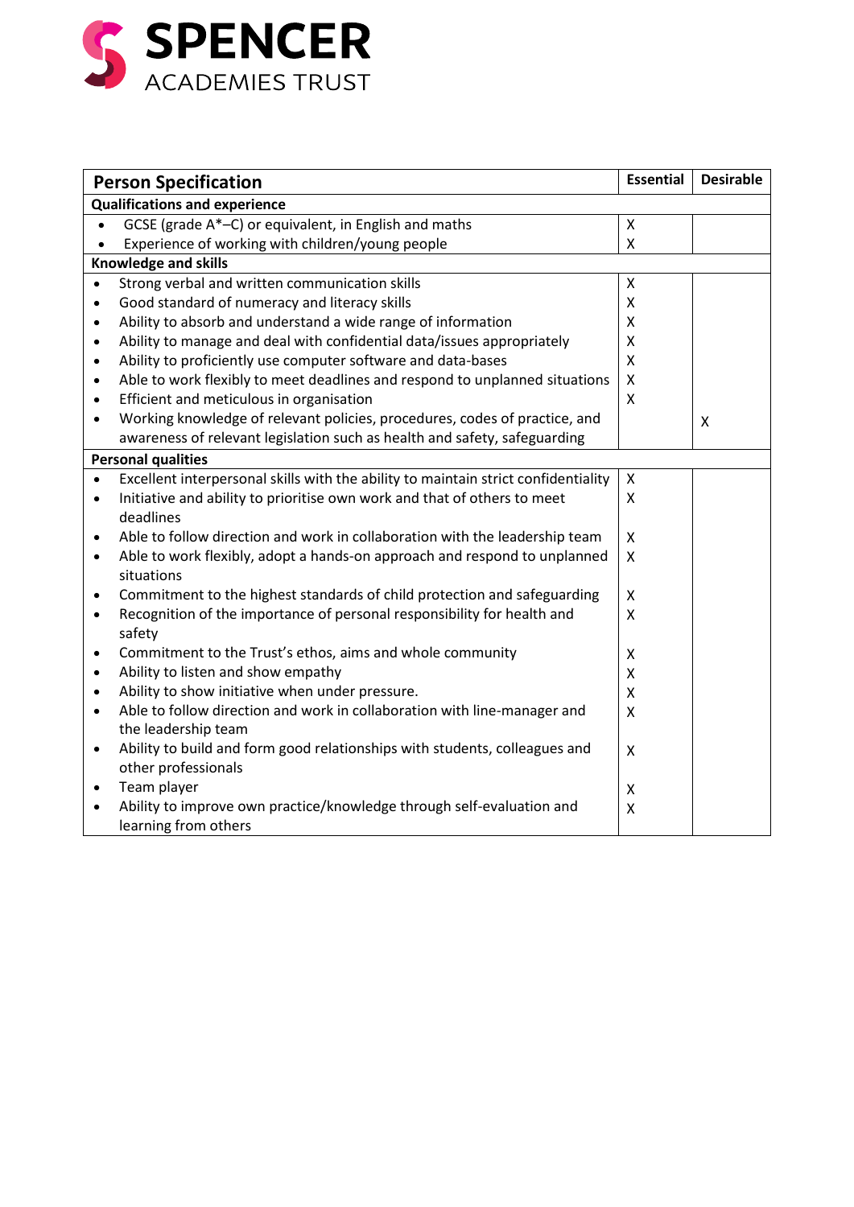**SPENCER** ACADEMIES TRUST

| Person Specification | Essential | Desirable |
|---|---|---|
| **Qualifications and experience** | | |
| • GCSE (grade A*–C) or equivalent, in English and maths | X | |
| • Experience of working with children/young people | X | |
| **Knowledge and skills** | | |
| • Strong verbal and written communication skills | X | |
| • Good standard of numeracy and literacy skills | X | |
| • Ability to absorb and understand a wide range of information | X | |
| • Ability to manage and deal with confidential data/issues appropriately | X | |
| • Ability to proficiently use computer software and data-bases | X | |
| • Able to work flexibly to meet deadlines and respond to unplanned situations | X | |
| • Efficient and meticulous in organisation | X | |
| • Working knowledge of relevant policies, procedures, codes of practice, and awareness of relevant legislation such as health and safety, safeguarding | | X |
| **Personal qualities** | | |
| • Excellent interpersonal skills with the ability to maintain strict confidentiality | X | |
| • Initiative and ability to prioritise own work and that of others to meet deadlines | X | |
| • Able to follow direction and work in collaboration with the leadership team | X | |
| • Able to work flexibly, adopt a hands-on approach and respond to unplanned situations | X | |
| • Commitment to the highest standards of child protection and safeguarding | X | |
| • Recognition of the importance of personal responsibility for health and safety | X | |
| • Commitment to the Trust's ethos, aims and whole community | X | |
| • Ability to listen and show empathy | X | |
| • Ability to show initiative when under pressure. | X | |
| • Able to follow direction and work in collaboration with line-manager and the leadership team | X | |
| • Ability to build and form good relationships with students, colleagues and other professionals | X | |
| • Team player | X | |
| • Ability to improve own practice/knowledge through self-evaluation and learning from others | X | |